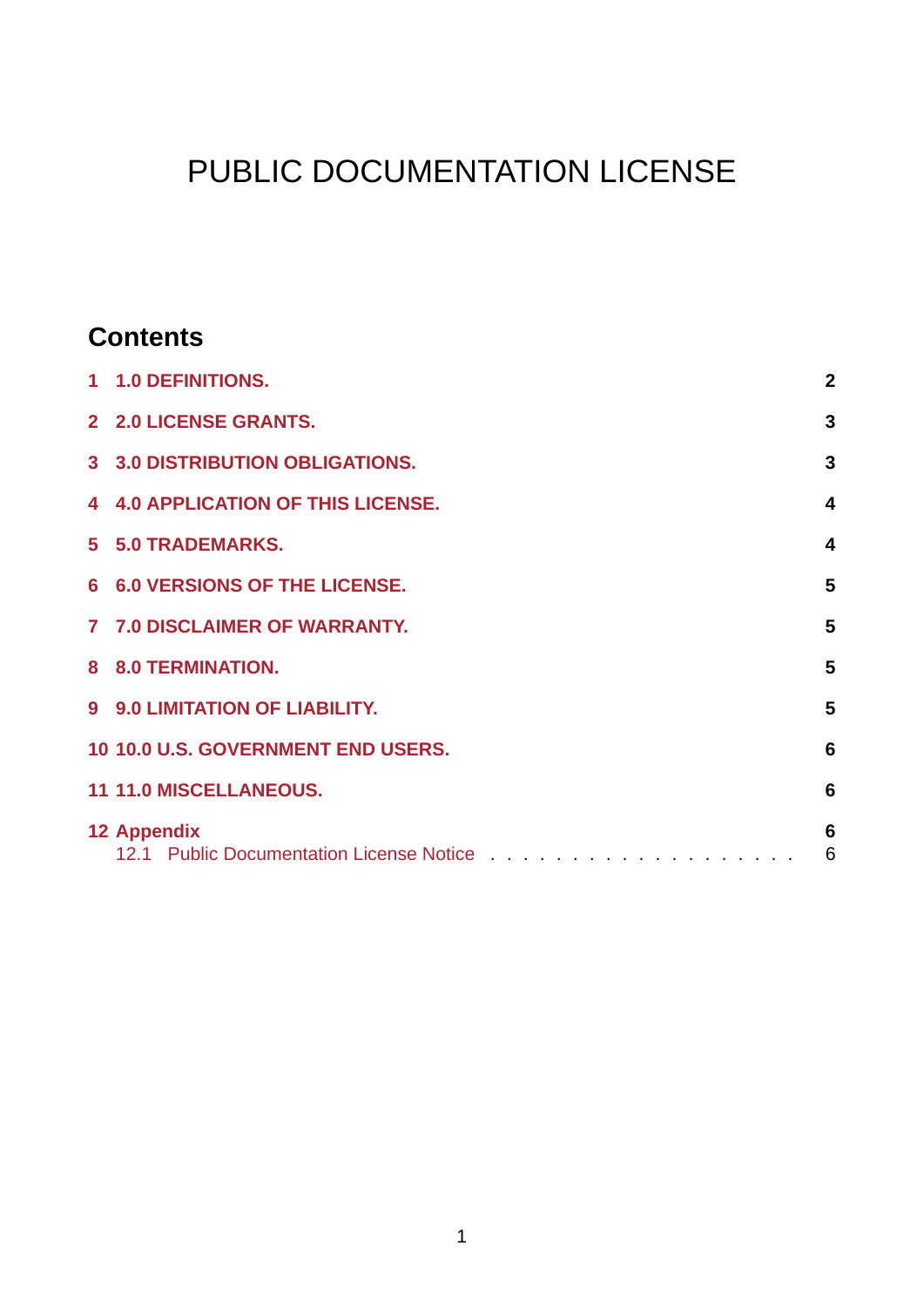# PUBLIC DOCUMENTATION LICENSE

## Contents

| | | |
|---|---|---|
| **1** | **1.0 DEFINITIONS.** | **2** |
| **2** | **2.0 LICENSE GRANTS.** | **3** |
| **3** | **3.0 DISTRIBUTION OBLIGATIONS.** | **3** |
| **4** | **4.0 APPLICATION OF THIS LICENSE.** | **4** |
| **5** | **5.0 TRADEMARKS.** | **4** |
| **6** | **6.0 VERSIONS OF THE LICENSE.** | **5** |
| **7** | **7.0 DISCLAIMER OF WARRANTY.** | **5** |
| **8** | **8.0 TERMINATION.** | **5** |
| **9** | **9.0 LIMITATION OF LIABILITY.** | **5** |
| **10** | **10.0 U.S. GOVERNMENT END USERS.** | **6** |
| **11** | **11.0 MISCELLANEOUS.** | **6** |
| **12** | **Appendix** | **6** |
| 12.1 | Public Documentation License Notice | 6 |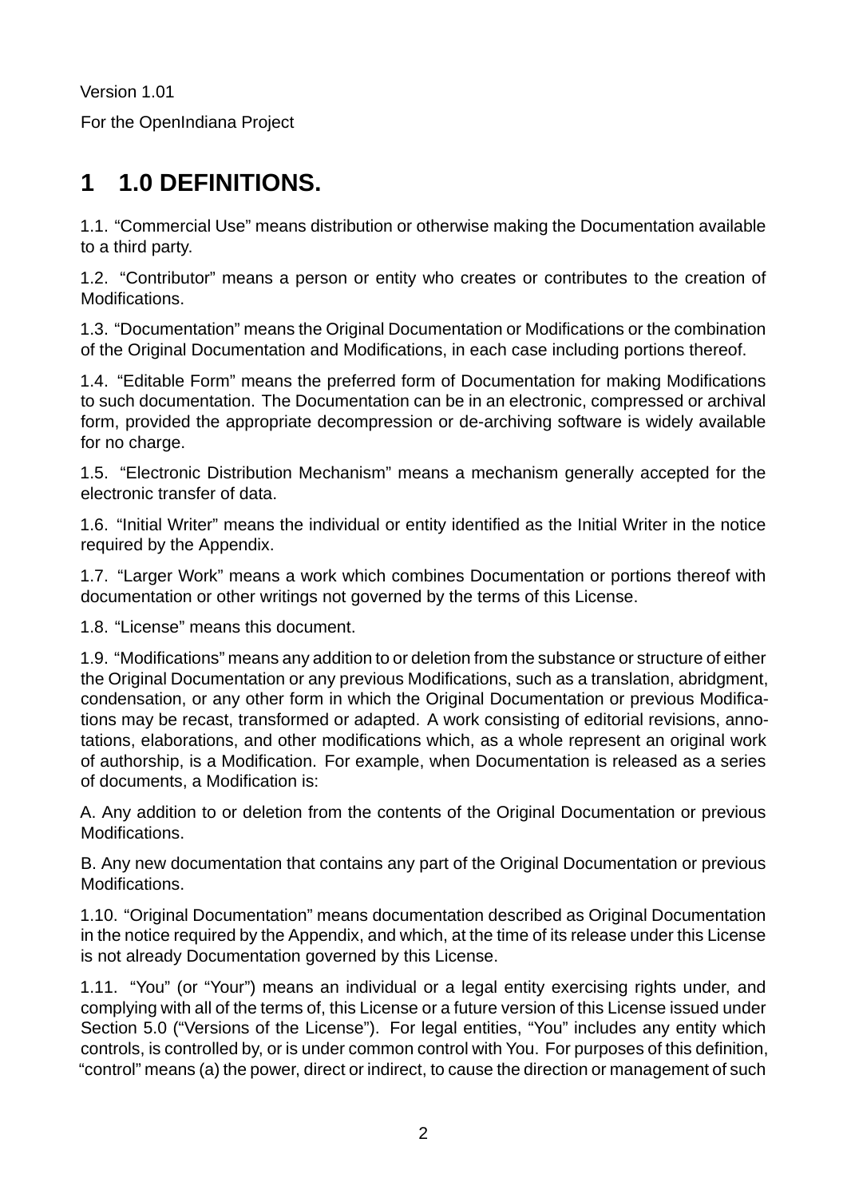Version 1.01

For the OpenIndiana Project

# 1 1.0 DEFINITIONS.

1.1. “Commercial Use” means distribution or otherwise making the Documentation available to a third party.

1.2. “Contributor” means a person or entity who creates or contributes to the creation of Modifications.

1.3. “Documentation” means the Original Documentation or Modifications or the combination of the Original Documentation and Modifications, in each case including portions thereof.

1.4. “Editable Form” means the preferred form of Documentation for making Modifications to such documentation. The Documentation can be in an electronic, compressed or archival form, provided the appropriate decompression or de-archiving software is widely available for no charge.

1.5. “Electronic Distribution Mechanism” means a mechanism generally accepted for the electronic transfer of data.

1.6. “Initial Writer” means the individual or entity identified as the Initial Writer in the notice required by the Appendix.

1.7. “Larger Work” means a work which combines Documentation or portions thereof with documentation or other writings not governed by the terms of this License.

1.8. “License” means this document.

1.9. “Modifications” means any addition to or deletion from the substance or structure of either the Original Documentation or any previous Modifications, such as a translation, abridgment, condensation, or any other form in which the Original Documentation or previous Modifications may be recast, transformed or adapted. A work consisting of editorial revisions, annotations, elaborations, and other modifications which, as a whole represent an original work of authorship, is a Modification. For example, when Documentation is released as a series of documents, a Modification is:

A. Any addition to or deletion from the contents of the Original Documentation or previous Modifications.

B. Any new documentation that contains any part of the Original Documentation or previous Modifications.

1.10. “Original Documentation” means documentation described as Original Documentation in the notice required by the Appendix, and which, at the time of its release under this License is not already Documentation governed by this License.

1.11. “You” (or “Your”) means an individual or a legal entity exercising rights under, and complying with all of the terms of, this License or a future version of this License issued under Section 5.0 (“Versions of the License”). For legal entities, “You” includes any entity which controls, is controlled by, or is under common control with You. For purposes of this definition, “control” means (a) the power, direct or indirect, to cause the direction or management of such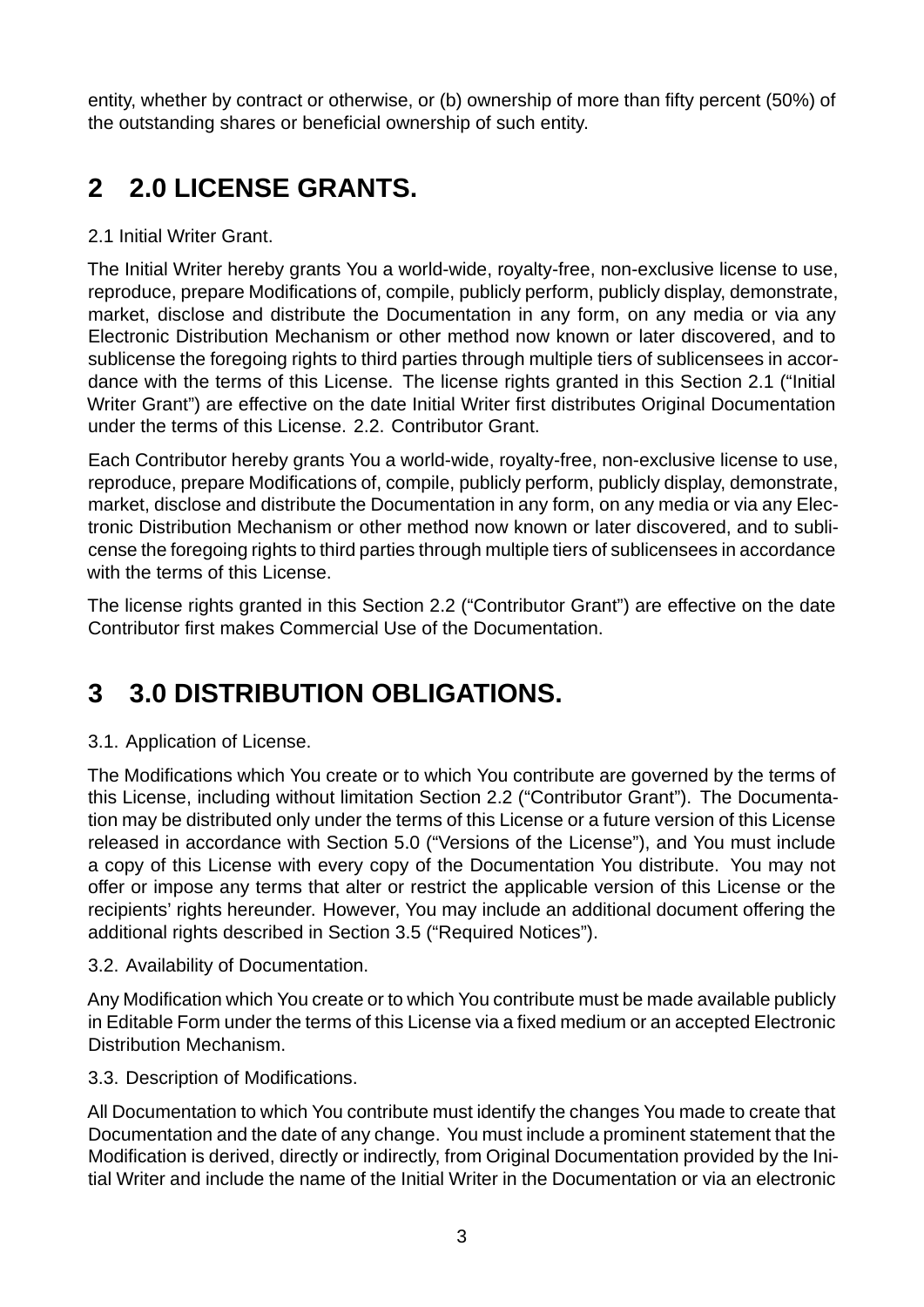entity, whether by contract or otherwise, or (b) ownership of more than fifty percent (50%) of the outstanding shares or beneficial ownership of such entity.

# 2 2.0 LICENSE GRANTS.

2.1 Initial Writer Grant.

The Initial Writer hereby grants You a world-wide, royalty-free, non-exclusive license to use, reproduce, prepare Modifications of, compile, publicly perform, publicly display, demonstrate, market, disclose and distribute the Documentation in any form, on any media or via any Electronic Distribution Mechanism or other method now known or later discovered, and to sublicense the foregoing rights to third parties through multiple tiers of sublicensees in accordance with the terms of this License. The license rights granted in this Section 2.1 ("Initial Writer Grant") are effective on the date Initial Writer first distributes Original Documentation under the terms of this License. 2.2. Contributor Grant.

Each Contributor hereby grants You a world-wide, royalty-free, non-exclusive license to use, reproduce, prepare Modifications of, compile, publicly perform, publicly display, demonstrate, market, disclose and distribute the Documentation in any form, on any media or via any Electronic Distribution Mechanism or other method now known or later discovered, and to sublicense the foregoing rights to third parties through multiple tiers of sublicensees in accordance with the terms of this License.

The license rights granted in this Section 2.2 ("Contributor Grant") are effective on the date Contributor first makes Commercial Use of the Documentation.

# 3 3.0 DISTRIBUTION OBLIGATIONS.

3.1. Application of License.

The Modifications which You create or to which You contribute are governed by the terms of this License, including without limitation Section 2.2 ("Contributor Grant"). The Documentation may be distributed only under the terms of this License or a future version of this License released in accordance with Section 5.0 ("Versions of the License"), and You must include a copy of this License with every copy of the Documentation You distribute. You may not offer or impose any terms that alter or restrict the applicable version of this License or the recipients' rights hereunder. However, You may include an additional document offering the additional rights described in Section 3.5 ("Required Notices").

3.2. Availability of Documentation.

Any Modification which You create or to which You contribute must be made available publicly in Editable Form under the terms of this License via a fixed medium or an accepted Electronic Distribution Mechanism.

3.3. Description of Modifications.

All Documentation to which You contribute must identify the changes You made to create that Documentation and the date of any change. You must include a prominent statement that the Modification is derived, directly or indirectly, from Original Documentation provided by the Initial Writer and include the name of the Initial Writer in the Documentation or via an electronic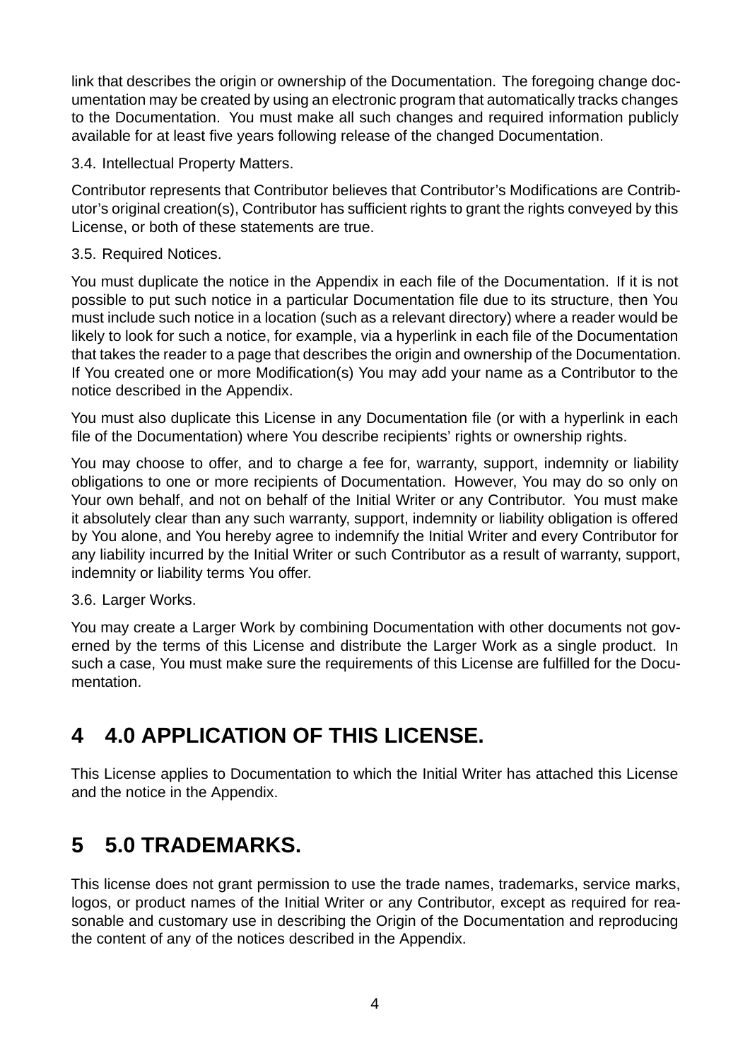link that describes the origin or ownership of the Documentation. The foregoing change documentation may be created by using an electronic program that automatically tracks changes to the Documentation. You must make all such changes and required information publicly available for at least five years following release of the changed Documentation.

3.4. Intellectual Property Matters.

Contributor represents that Contributor believes that Contributor's Modifications are Contributor's original creation(s), Contributor has sufficient rights to grant the rights conveyed by this License, or both of these statements are true.

3.5. Required Notices.

You must duplicate the notice in the Appendix in each file of the Documentation. If it is not possible to put such notice in a particular Documentation file due to its structure, then You must include such notice in a location (such as a relevant directory) where a reader would be likely to look for such a notice, for example, via a hyperlink in each file of the Documentation that takes the reader to a page that describes the origin and ownership of the Documentation. If You created one or more Modification(s) You may add your name as a Contributor to the notice described in the Appendix.

You must also duplicate this License in any Documentation file (or with a hyperlink in each file of the Documentation) where You describe recipients' rights or ownership rights.

You may choose to offer, and to charge a fee for, warranty, support, indemnity or liability obligations to one or more recipients of Documentation. However, You may do so only on Your own behalf, and not on behalf of the Initial Writer or any Contributor. You must make it absolutely clear than any such warranty, support, indemnity or liability obligation is offered by You alone, and You hereby agree to indemnify the Initial Writer and every Contributor for any liability incurred by the Initial Writer or such Contributor as a result of warranty, support, indemnity or liability terms You offer.

3.6. Larger Works.

You may create a Larger Work by combining Documentation with other documents not governed by the terms of this License and distribute the Larger Work as a single product. In such a case, You must make sure the requirements of this License are fulfilled for the Documentation.

# 4 4.0 APPLICATION OF THIS LICENSE.

This License applies to Documentation to which the Initial Writer has attached this License and the notice in the Appendix.

# 5 5.0 TRADEMARKS.

This license does not grant permission to use the trade names, trademarks, service marks, logos, or product names of the Initial Writer or any Contributor, except as required for reasonable and customary use in describing the Origin of the Documentation and reproducing the content of any of the notices described in the Appendix.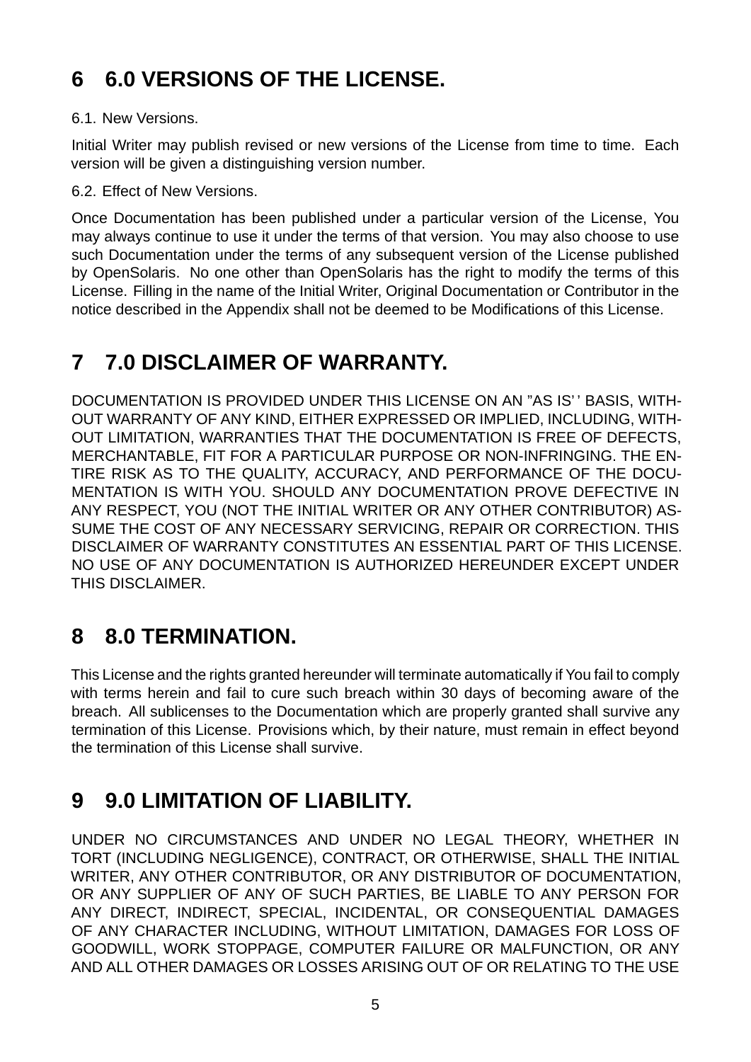# 6 6.0 VERSIONS OF THE LICENSE.

6.1. New Versions.

Initial Writer may publish revised or new versions of the License from time to time. Each version will be given a distinguishing version number.

6.2. Effect of New Versions.

Once Documentation has been published under a particular version of the License, You may always continue to use it under the terms of that version. You may also choose to use such Documentation under the terms of any subsequent version of the License published by OpenSolaris. No one other than OpenSolaris has the right to modify the terms of this License. Filling in the name of the Initial Writer, Original Documentation or Contributor in the notice described in the Appendix shall not be deemed to be Modifications of this License.

# 7 7.0 DISCLAIMER OF WARRANTY.

DOCUMENTATION IS PROVIDED UNDER THIS LICENSE ON AN "AS IS'' BASIS, WITHOUT WARRANTY OF ANY KIND, EITHER EXPRESSED OR IMPLIED, INCLUDING, WITHOUT LIMITATION, WARRANTIES THAT THE DOCUMENTATION IS FREE OF DEFECTS, MERCHANTABLE, FIT FOR A PARTICULAR PURPOSE OR NON-INFRINGING. THE ENTIRE RISK AS TO THE QUALITY, ACCURACY, AND PERFORMANCE OF THE DOCUMENTATION IS WITH YOU. SHOULD ANY DOCUMENTATION PROVE DEFECTIVE IN ANY RESPECT, YOU (NOT THE INITIAL WRITER OR ANY OTHER CONTRIBUTOR) ASSUME THE COST OF ANY NECESSARY SERVICING, REPAIR OR CORRECTION. THIS DISCLAIMER OF WARRANTY CONSTITUTES AN ESSENTIAL PART OF THIS LICENSE. NO USE OF ANY DOCUMENTATION IS AUTHORIZED HEREUNDER EXCEPT UNDER THIS DISCLAIMER.

# 8 8.0 TERMINATION.

This License and the rights granted hereunder will terminate automatically if You fail to comply with terms herein and fail to cure such breach within 30 days of becoming aware of the breach. All sublicenses to the Documentation which are properly granted shall survive any termination of this License. Provisions which, by their nature, must remain in effect beyond the termination of this License shall survive.

# 9 9.0 LIMITATION OF LIABILITY.

UNDER NO CIRCUMSTANCES AND UNDER NO LEGAL THEORY, WHETHER IN TORT (INCLUDING NEGLIGENCE), CONTRACT, OR OTHERWISE, SHALL THE INITIAL WRITER, ANY OTHER CONTRIBUTOR, OR ANY DISTRIBUTOR OF DOCUMENTATION, OR ANY SUPPLIER OF ANY OF SUCH PARTIES, BE LIABLE TO ANY PERSON FOR ANY DIRECT, INDIRECT, SPECIAL, INCIDENTAL, OR CONSEQUENTIAL DAMAGES OF ANY CHARACTER INCLUDING, WITHOUT LIMITATION, DAMAGES FOR LOSS OF GOODWILL, WORK STOPPAGE, COMPUTER FAILURE OR MALFUNCTION, OR ANY AND ALL OTHER DAMAGES OR LOSSES ARISING OUT OF OR RELATING TO THE USE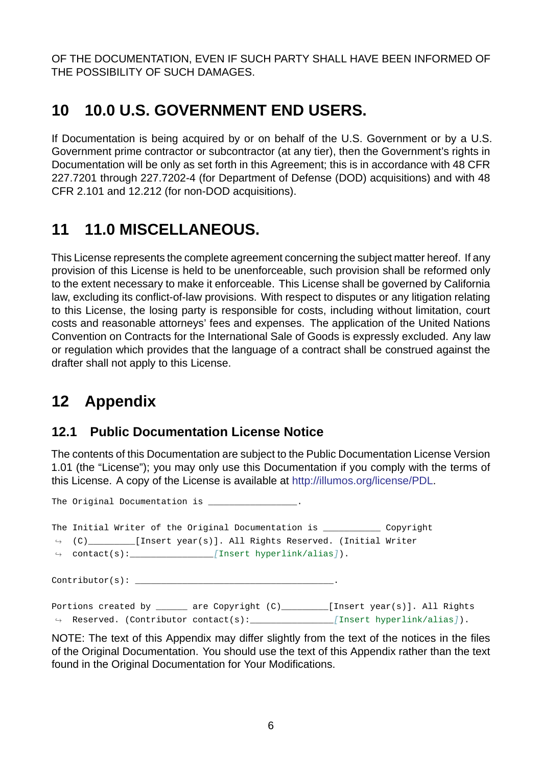OF THE DOCUMENTATION, EVEN IF SUCH PARTY SHALL HAVE BEEN INFORMED OF THE POSSIBILITY OF SUCH DAMAGES.

# 10 10.0 U.S. GOVERNMENT END USERS.

If Documentation is being acquired by or on behalf of the U.S. Government or by a U.S. Government prime contractor or subcontractor (at any tier), then the Government's rights in Documentation will be only as set forth in this Agreement; this is in accordance with 48 CFR 227.7201 through 227.7202-4 (for Department of Defense (DOD) acquisitions) and with 48 CFR 2.101 and 12.212 (for non-DOD acquisitions).

# 11 11.0 MISCELLANEOUS.

This License represents the complete agreement concerning the subject matter hereof. If any provision of this License is held to be unenforceable, such provision shall be reformed only to the extent necessary to make it enforceable. This License shall be governed by California law, excluding its conflict-of-law provisions. With respect to disputes or any litigation relating to this License, the losing party is responsible for costs, including without limitation, court costs and reasonable attorneys' fees and expenses. The application of the United Nations Convention on Contracts for the International Sale of Goods is expressly excluded. Any law or regulation which provides that the language of a contract shall be construed against the drafter shall not apply to this License.

# 12 Appendix

## 12.1 Public Documentation License Notice

The contents of this Documentation are subject to the Public Documentation License Version 1.01 (the "License"); you may only use this Documentation if you comply with the terms of this License. A copy of the License is available at http://illumos.org/license/PDL.

```
The Original Documentation is ________________.

The Initial Writer of the Original Documentation is ___________ Copyright
    (C)_________[Insert year(s)]. All Rights Reserved. (Initial Writer
    contact(s):________________[Insert hyperlink/alias]).

Contributor(s): ______________________________________.

Portions created by ______ are Copyright (C)_________[Insert year(s)]. All Rights
    Reserved. (Contributor contact(s):________________[Insert hyperlink/alias]).
```

NOTE: The text of this Appendix may differ slightly from the text of the notices in the files of the Original Documentation. You should use the text of this Appendix rather than the text found in the Original Documentation for Your Modifications.